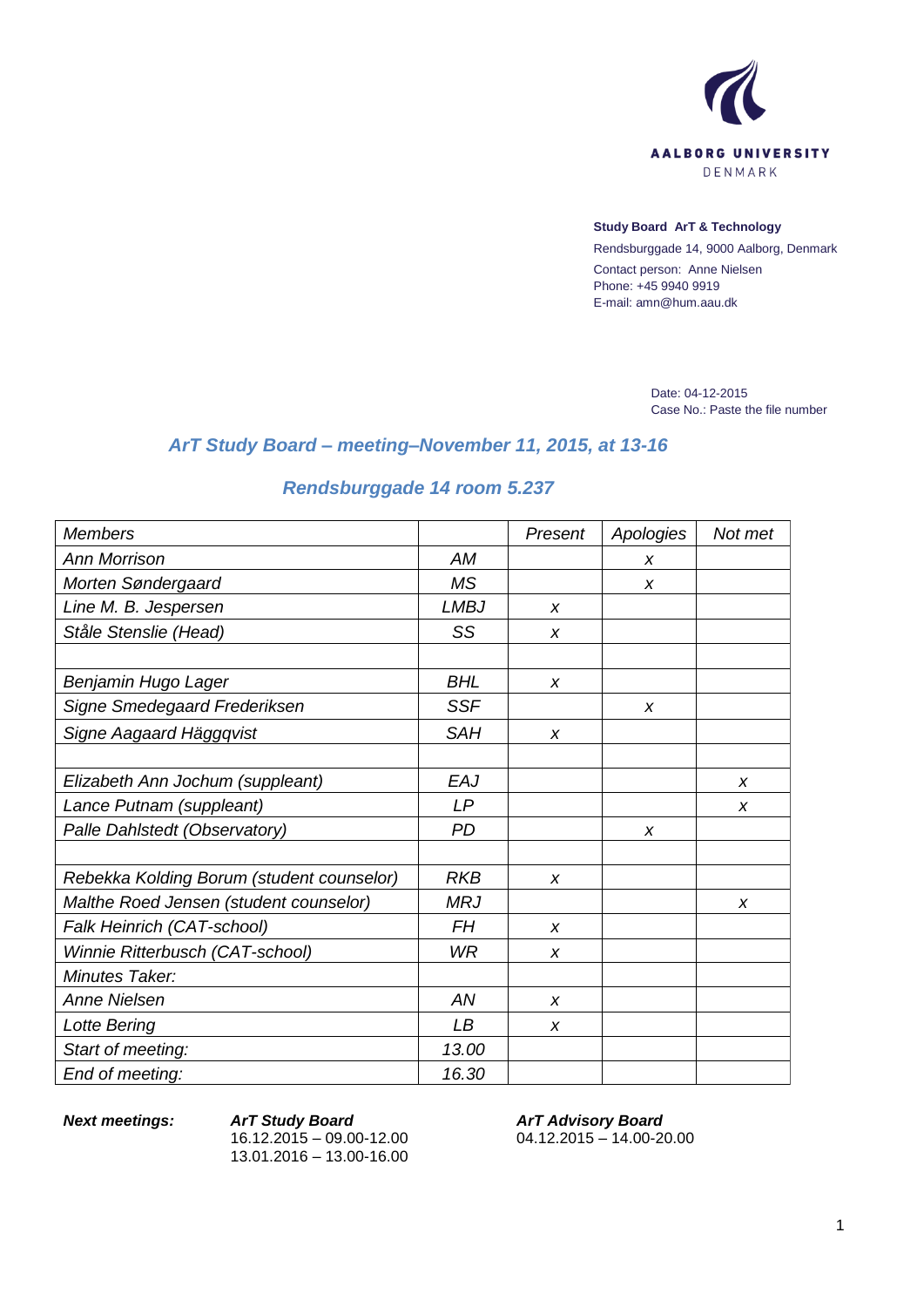AALBORG UNIVERSITY
DENMARK

**Study Board ArT & Technology**
Rendsburggade 14, 9000 Aalborg, Denmark
Contact person: Anne Nielsen
Phone: +45 9940 9919
E-mail: amn@hum.aau.dk

Date: 04-12-2015
Case No.: Paste the file number

## *ArT Study Board – meeting–November 11, 2015, at 13-16*

## *Rendsburggade 14 room 5.237*

| *Members* | | *Present* | *Apologies* | *Not met* |
|---|---|---|---|---|
| *Ann Morrison* | *AM* | | *x* | |
| *Morten Søndergaard* | *MS* | | *x* | |
| *Line M. B. Jespersen* | *LMBJ* | *x* | | |
| *Ståle Stenslie (Head)* | *SS* | *x* | | |
| | | | | |
| *Benjamin Hugo Lager* | *BHL* | *x* | | |
| *Signe Smedegaard Frederiksen* | *SSF* | | *x* | |
| *Signe Aagaard Häggqvist* | *SAH* | *x* | | |
| | | | | |
| *Elizabeth Ann Jochum (suppleant)* | *EAJ* | | | *x* |
| *Lance Putnam (suppleant)* | *LP* | | | *x* |
| *Palle Dahlstedt (Observatory)* | *PD* | | *x* | |
| | | | | |
| *Rebekka Kolding Borum (student counselor)* | *RKB* | *x* | | |
| *Malthe Roed Jensen (student counselor)* | *MRJ* | | | *x* |
| *Falk Heinrich (CAT-school)* | *FH* | *x* | | |
| *Winnie Ritterbusch (CAT-school)* | *WR* | *x* | | |
| *Minutes Taker:* | | | | |
| *Anne Nielsen* | *AN* | *x* | | |
| *Lotte Bering* | *LB* | *x* | | |
| *Start of meeting:* | *13.00* | | | |
| *End of meeting:* | *16.30* | | | |

***Next meetings:***

***ArT Study Board***
16.12.2015 – 09.00-12.00
13.01.2016 – 13.00-16.00

***ArT Advisory Board***
04.12.2015 – 14.00-20.00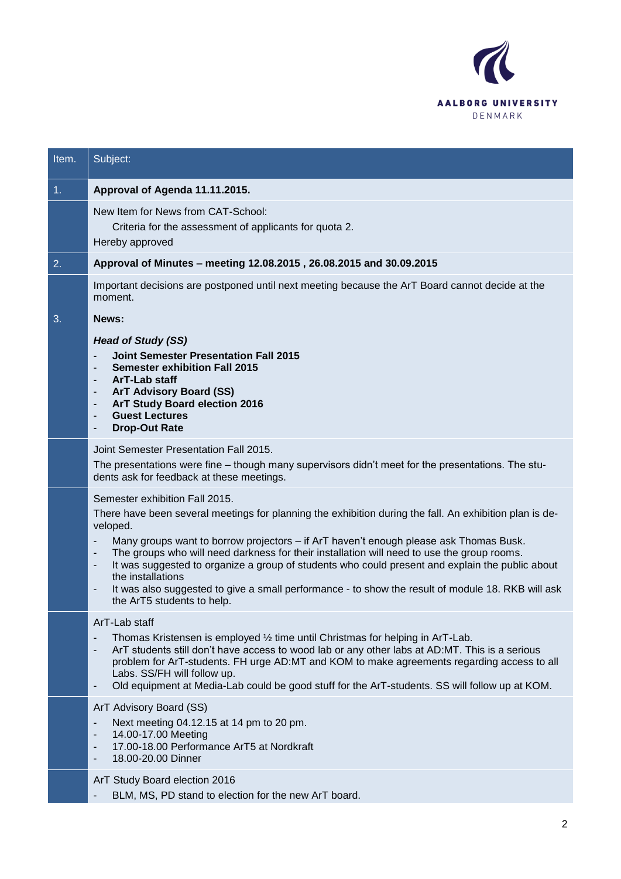| Item. | Subject: |
|---|---|
| 1. | **Approval of Agenda 11.11.2015.** |
| | New Item for News from CAT-School:<br>Criteria for the assessment of applicants for quota 2.<br>Hereby approved |
| 2. | **Approval of Minutes – meeting 12.08.2015 , 26.08.2015 and 30.09.2015** |
| | Important decisions are postponed until next meeting because the ArT Board cannot decide at the moment. |
| 3. | **News:**<br>***Head of Study (SS)***<br>- **Joint Semester Presentation Fall 2015**<br>- **Semester exhibition Fall 2015**<br>- **ArT-Lab staff**<br>- **ArT Advisory Board (SS)**<br>- **ArT Study Board election 2016**<br>- **Guest Lectures**<br>- **Drop-Out Rate** |
| | Joint Semester Presentation Fall 2015.<br>The presentations were fine – though many supervisors didn't meet for the presentations. The students ask for feedback at these meetings. |
| | Semester exhibition Fall 2015.<br>There have been several meetings for planning the exhibition during the fall. An exhibition plan is developed.<br>- Many groups want to borrow projectors – if ArT haven't enough please ask Thomas Busk.<br>- The groups who will need darkness for their installation will need to use the group rooms.<br>- It was suggested to organize a group of students who could present and explain the public about the installations<br>- It was also suggested to give a small performance - to show the result of module 18. RKB will ask the ArT5 students to help. |
| | ArT-Lab staff<br>- Thomas Kristensen is employed ½ time until Christmas for helping in ArT-Lab.<br>- ArT students still don't have access to wood lab or any other labs at AD:MT. This is a serious problem for ArT-students. FH urge AD:MT and KOM to make agreements regarding access to all Labs. SS/FH will follow up.<br>- Old equipment at Media-Lab could be good stuff for the ArT-students. SS will follow up at KOM. |
| | ArT Advisory Board (SS)<br>- Next meeting 04.12.15 at 14 pm to 20 pm.<br>- 14.00-17.00 Meeting<br>- 17.00-18.00 Performance ArT5 at Nordkraft<br>- 18.00-20.00 Dinner |
| | ArT Study Board election 2016<br>- BLM, MS, PD stand to election for the new ArT board. |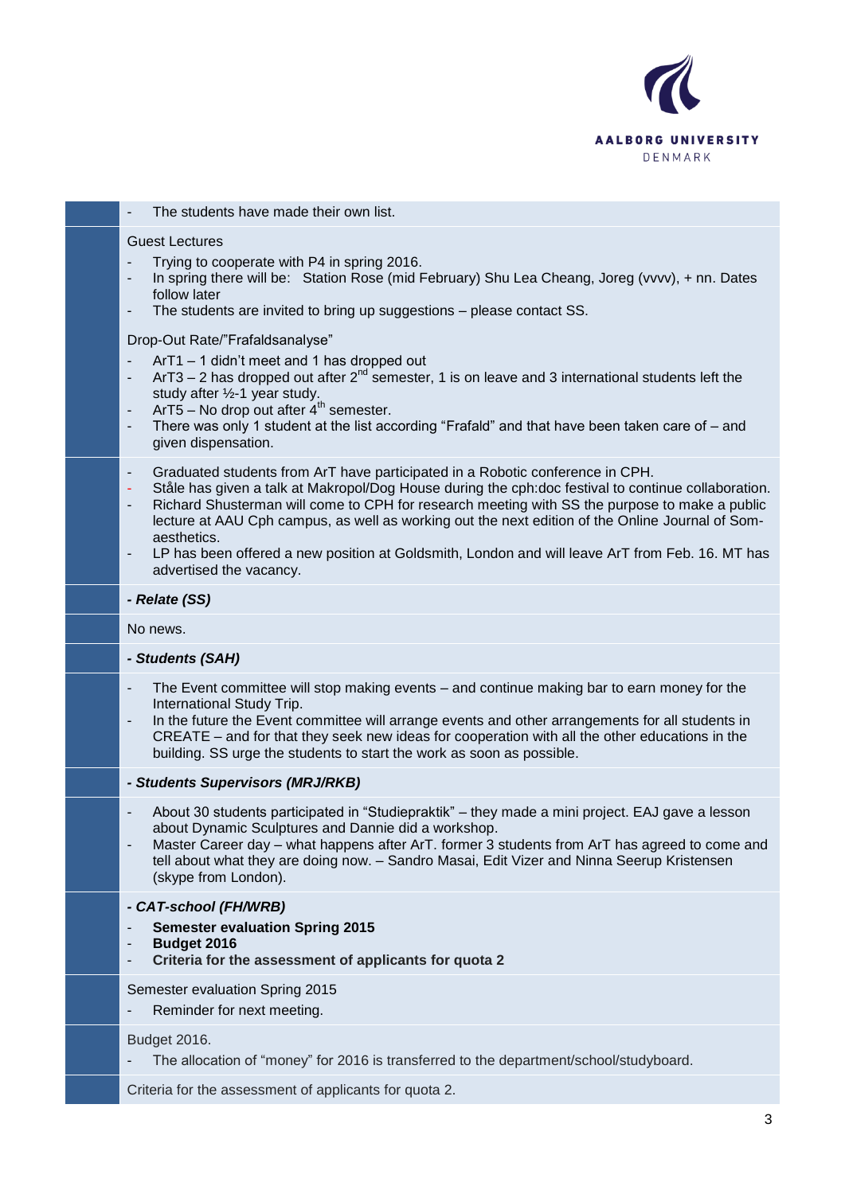- The students have made their own list.

Guest Lectures

- Trying to cooperate with P4 in spring 2016.
- In spring there will be: Station Rose (mid February) Shu Lea Cheang, Joreg (vvvv), + nn. Dates follow later
- The students are invited to bring up suggestions – please contact SS.

Drop-Out Rate/"Frafaldsanalyse"

- ArT1 – 1 didn't meet and 1 has dropped out
- ArT3 – 2 has dropped out after 2nd semester, 1 is on leave and 3 international students left the study after ½-1 year study.
- ArT5 – No drop out after 4th semester.
- There was only 1 student at the list according "Frafald" and that have been taken care of – and given dispensation.

- Graduated students from ArT have participated in a Robotic conference in CPH.
- Ståle has given a talk at Makropol/Dog House during the cph:doc festival to continue collaboration.
- Richard Shusterman will come to CPH for research meeting with SS the purpose to make a public lecture at AAU Cph campus, as well as working out the next edition of the Online Journal of Som-aesthetics.
- LP has been offered a new position at Goldsmith, London and will leave ArT from Feb. 16. MT has advertised the vacancy.

***- Relate (SS)***

No news.

***- Students (SAH)***

- The Event committee will stop making events – and continue making bar to earn money for the International Study Trip.
- In the future the Event committee will arrange events and other arrangements for all students in CREATE – and for that they seek new ideas for cooperation with all the other educations in the building. SS urge the students to start the work as soon as possible.

***- Students Supervisors (MRJ/RKB)***

- About 30 students participated in "Studiepraktik" – they made a mini project. EAJ gave a lesson about Dynamic Sculptures and Dannie did a workshop.
- Master Career day – what happens after ArT. former 3 students from ArT has agreed to come and tell about what they are doing now. – Sandro Masai, Edit Vizer and Ninna Seerup Kristensen (skype from London).

***- CAT-school (FH/WRB)***

- **Semester evaluation Spring 2015**
- **Budget 2016**
- **Criteria for the assessment of applicants for quota 2**

Semester evaluation Spring 2015

- Reminder for next meeting.

Budget 2016.

- The allocation of "money" for 2016 is transferred to the department/school/studyboard.

Criteria for the assessment of applicants for quota 2.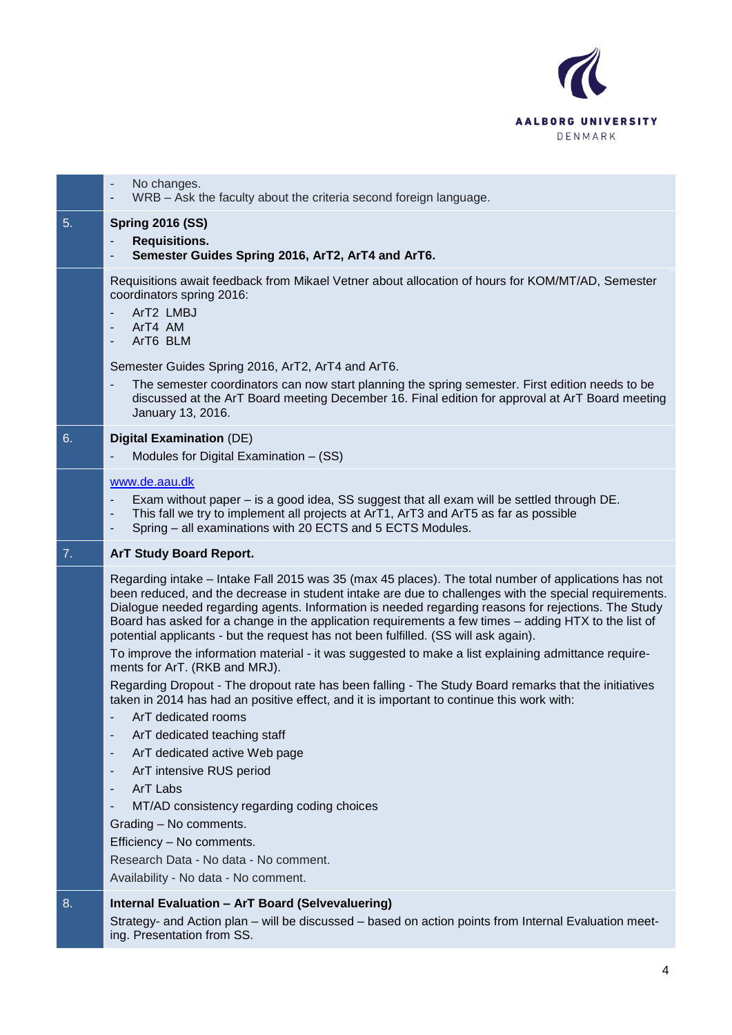- No changes.
- WRB – Ask the faculty about the criteria second foreign language.

## 5. Spring 2016 (SS)

- **Requisitions.**
- **Semester Guides Spring 2016, ArT2, ArT4 and ArT6.**

Requisitions await feedback from Mikael Vetner about allocation of hours for KOM/MT/AD, Semester coordinators spring 2016:

- ArT2 LMBJ
- ArT4 AM
- ArT6 BLM

Semester Guides Spring 2016, ArT2, ArT4 and ArT6.

- The semester coordinators can now start planning the spring semester. First edition needs to be discussed at the ArT Board meeting December 16. Final edition for approval at ArT Board meeting January 13, 2016.

## 6. Digital Examination (DE)

- Modules for Digital Examination – (SS)

[www.de.aau.dk](http://www.de.aau.dk)

- Exam without paper – is a good idea, SS suggest that all exam will be settled through DE.
- This fall we try to implement all projects at ArT1, ArT3 and ArT5 as far as possible
- Spring – all examinations with 20 ECTS and 5 ECTS Modules.

## 7. ArT Study Board Report.

Regarding intake – Intake Fall 2015 was 35 (max 45 places). The total number of applications has not been reduced, and the decrease in student intake are due to challenges with the special requirements. Dialogue needed regarding agents. Information is needed regarding reasons for rejections. The Study Board has asked for a change in the application requirements a few times – adding HTX to the list of potential applicants - but the request has not been fulfilled. (SS will ask again).

To improve the information material - it was suggested to make a list explaining admittance requirements for ArT. (RKB and MRJ).

Regarding Dropout - The dropout rate has been falling - The Study Board remarks that the initiatives taken in 2014 has had an positive effect, and it is important to continue this work with:

- ArT dedicated rooms
- ArT dedicated teaching staff
- ArT dedicated active Web page
- ArT intensive RUS period
- ArT Labs
- MT/AD consistency regarding coding choices

Grading – No comments.

Efficiency – No comments.

Research Data - No data - No comment.

Availability - No data - No comment.

## 8. Internal Evaluation – ArT Board (Selvevaluering)

Strategy- and Action plan – will be discussed – based on action points from Internal Evaluation meeting. Presentation from SS.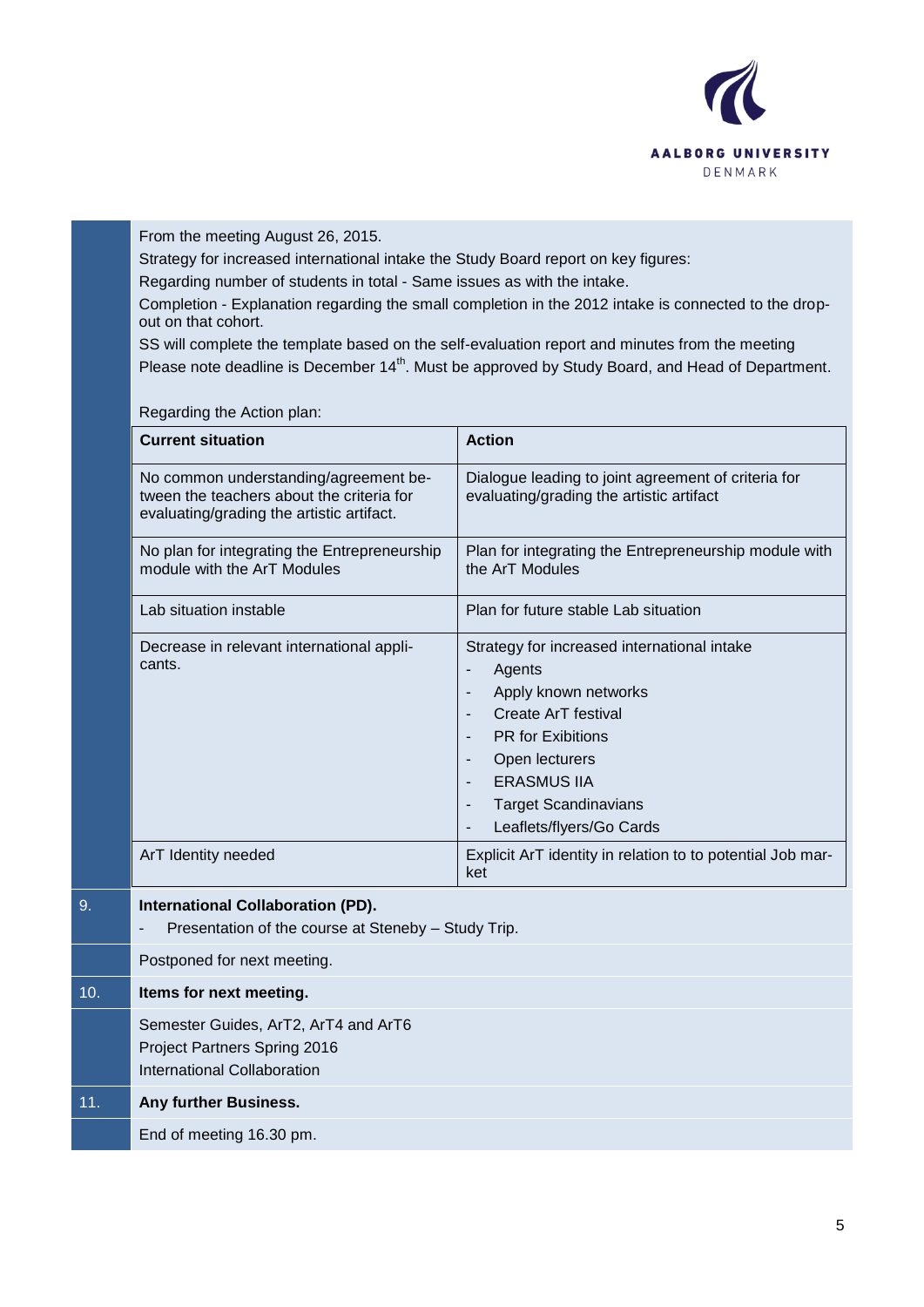From the meeting August 26, 2015.

Strategy for increased international intake the Study Board report on key figures:

Regarding number of students in total - Same issues as with the intake.

Completion - Explanation regarding the small completion in the 2012 intake is connected to the drop-out on that cohort.

SS will complete the template based on the self-evaluation report and minutes from the meeting

Please note deadline is December 14th. Must be approved by Study Board, and Head of Department.

Regarding the Action plan:

| Current situation | Action |
|---|---|
| No common understanding/agreement between the teachers about the criteria for evaluating/grading the artistic artifact. | Dialogue leading to joint agreement of criteria for evaluating/grading the artistic artifact |
| No plan for integrating the Entrepreneurship module with the ArT Modules | Plan for integrating the Entrepreneurship module with the ArT Modules |
| Lab situation instable | Plan for future stable Lab situation |
| Decrease in relevant international applicants. | Strategy for increased international intake<br>- Agents<br>- Apply known networks<br>- Create ArT festival<br>- PR for Exibitions<br>- Open lecturers<br>- ERASMUS IIA<br>- Target Scandinavians<br>- Leaflets/flyers/Go Cards |
| ArT Identity needed | Explicit ArT identity in relation to to potential Job market |

**9. International Collaboration (PD).**

- Presentation of the course at Steneby – Study Trip.

Postponed for next meeting.

**10. Items for next meeting.**

Semester Guides, ArT2, ArT4 and ArT6

Project Partners Spring 2016

International Collaboration

**11. Any further Business.**

End of meeting 16.30 pm.